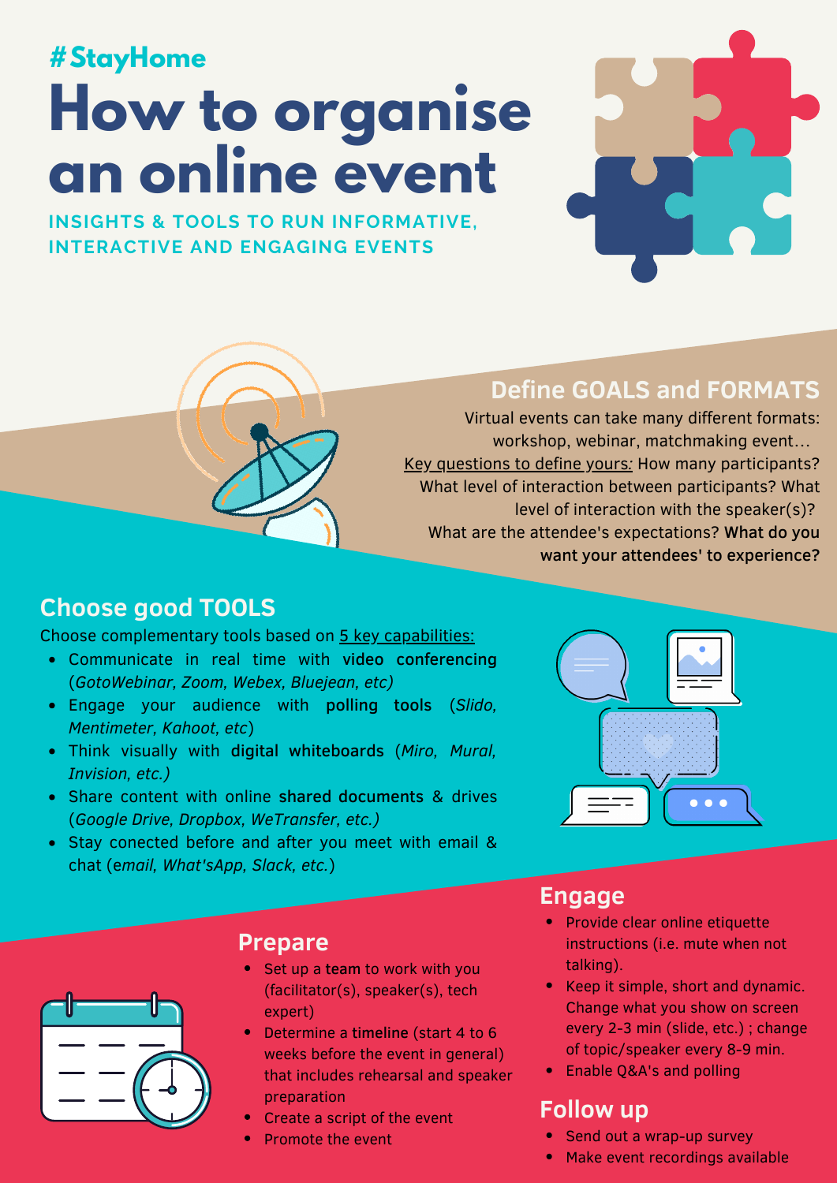#StayHome

# How to organise an online event

**INSIGHTS & TOOLS TO RUN INFORMATIVE, INTERACTIVE AND ENGAGING EVENTS**

## Define GOALS and FORMATS

Virtual events can take many different formats: workshop, webinar, matchmaking event... Key questions to define yours: How many participants? What level of interaction between participants? What level of interaction with the speaker(s)? What are the attendee's expectations? **What do you want your attendees' to experience?**

## Choose good TOOLS

Choose complementary tools based on 5 key capabilities:

- Communicate in real time with **video conferencing** (*GotoWebinar, Zoom, Webex, Bluejean, etc*)
- Engage your audience with **polling tools** (*Slido, Mentimeter, Kahoot, etc*)
- Think visually with **digital whiteboards** (*Miro, Mural, Invision, etc.)*
- Share content with online **shared documents** & drives (*Google Drive, Dropbox, WeTransfer, etc.)*
- Stay conected before and after you meet with email & chat (e*mail, What'sApp, Slack, etc.*)

## Prepare

- Set up a **team** to work with you (facilitator(s), speaker(s), tech expert)
- Determine a **timeline** (start 4 to 6 weeks before the event in general) that includes rehearsal and speaker preparation
- Create a script of the event
- Promote the event

## Engage

- Provide clear online etiquette instructions (i.e. mute when not talking).
- Keep it simple, short and dynamic. Change what you show on screen every 2-3 min (slide, etc.) ; change of topic/speaker every 8-9 min.
- Enable Q&A's and polling

## Follow up

- Send out a wrap-up survey
- Make event recordings available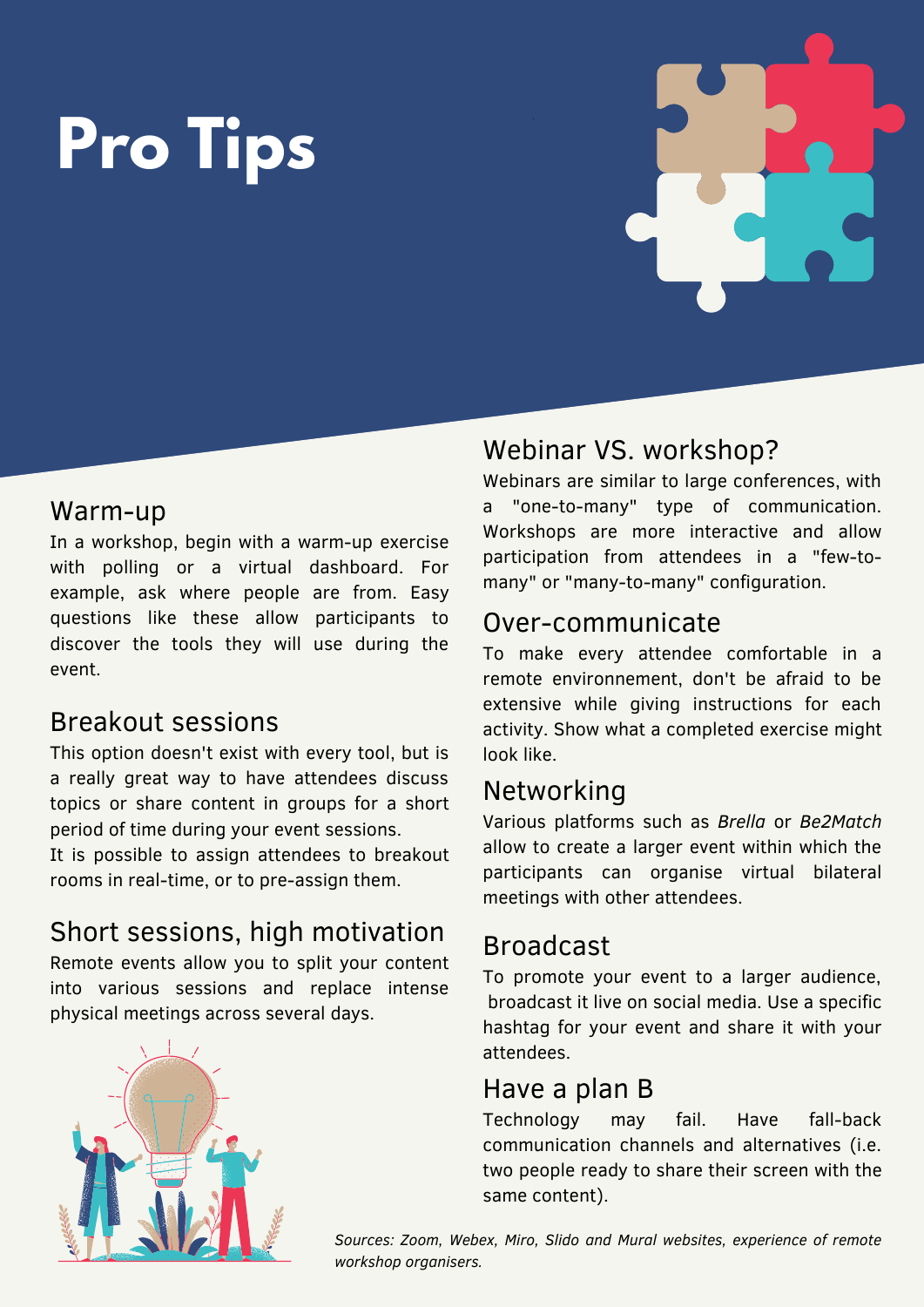# Pro Tips

## Warm-up

In a workshop, begin with a warm-up exercise with polling or a virtual dashboard. For example, ask where people are from. Easy questions like these allow participants to discover the tools they will use during the event.

## Breakout sessions

This option doesn't exist with every tool, but is a really great way to have attendees discuss topics or share content in groups for a short period of time during your event sessions.
It is possible to assign attendees to breakout rooms in real-time, or to pre-assign them.

## Short sessions, high motivation

Remote events allow you to split your content into various sessions and replace intense physical meetings across several days.

## Webinar VS. workshop?

Webinars are similar to large conferences, with a "one-to-many" type of communication. Workshops are more interactive and allow participation from attendees in a "few-to-many" or "many-to-many" configuration.

## Over-communicate

To make every attendee comfortable in a remote environnement, don't be afraid to be extensive while giving instructions for each activity. Show what a completed exercise might look like.

## Networking

Various platforms such as *Brella* or *Be2Match* allow to create a larger event within which the participants can organise virtual bilateral meetings with other attendees.

## Broadcast

To promote your event to a larger audience, broadcast it live on social media. Use a specific hashtag for your event and share it with your attendees.

## Have a plan B

Technology may fail. Have fall-back communication channels and alternatives (i.e. two people ready to share their screen with the same content).

*Sources: Zoom, Webex, Miro, Slido and Mural websites, experience of remote workshop organisers.*